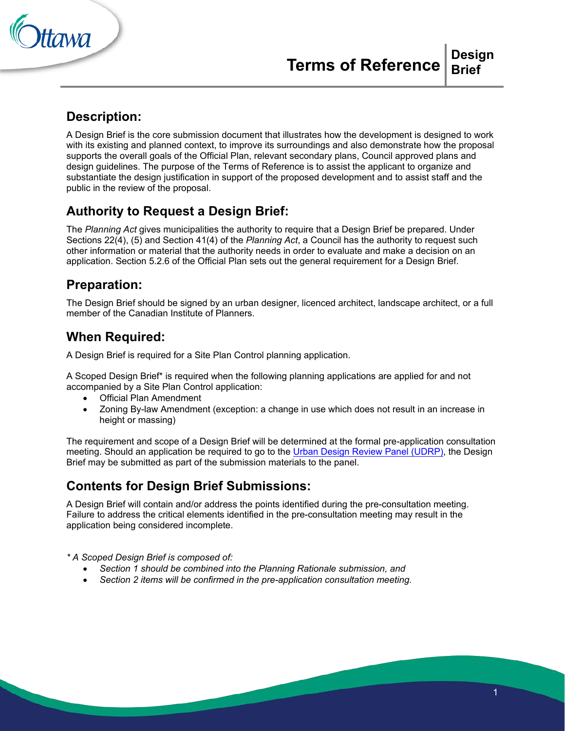# Terms of Reference — Design Brief

## Description:

A Design Brief is the core submission document that illustrates how the development is designed to work with its existing and planned context, to improve its surroundings and also demonstrate how the proposal supports the overall goals of the Official Plan, relevant secondary plans, Council approved plans and design guidelines. The purpose of the Terms of Reference is to assist the applicant to organize and substantiate the design justification in support of the proposed development and to assist staff and the public in the review of the proposal.

## Authority to Request a Design Brief:

The *Planning Act* gives municipalities the authority to require that a Design Brief be prepared. Under Sections 22(4), (5) and Section 41(4) of the *Planning Act*, a Council has the authority to request such other information or material that the authority needs in order to evaluate and make a decision on an application. Section 5.2.6 of the Official Plan sets out the general requirement for a Design Brief.

## Preparation:

The Design Brief should be signed by an urban designer, licenced architect, landscape architect, or a full member of the Canadian Institute of Planners.

## When Required:

A Design Brief is required for a Site Plan Control planning application.

A Scoped Design Brief* is required when the following planning applications are applied for and not accompanied by a Site Plan Control application:

- Official Plan Amendment
- Zoning By-law Amendment (exception: a change in use which does not result in an increase in height or massing)

The requirement and scope of a Design Brief will be determined at the formal pre-application consultation meeting. Should an application be required to go to the Urban Design Review Panel (UDRP), the Design Brief may be submitted as part of the submission materials to the panel.

## Contents for Design Brief Submissions:

A Design Brief will contain and/or address the points identified during the pre-consultation meeting. Failure to address the critical elements identified in the pre-consultation meeting may result in the application being considered incomplete.

*\* A Scoped Design Brief is composed of:*

- *Section 1 should be combined into the Planning Rationale submission, and*
- *Section 2 items will be confirmed in the pre-application consultation meeting.*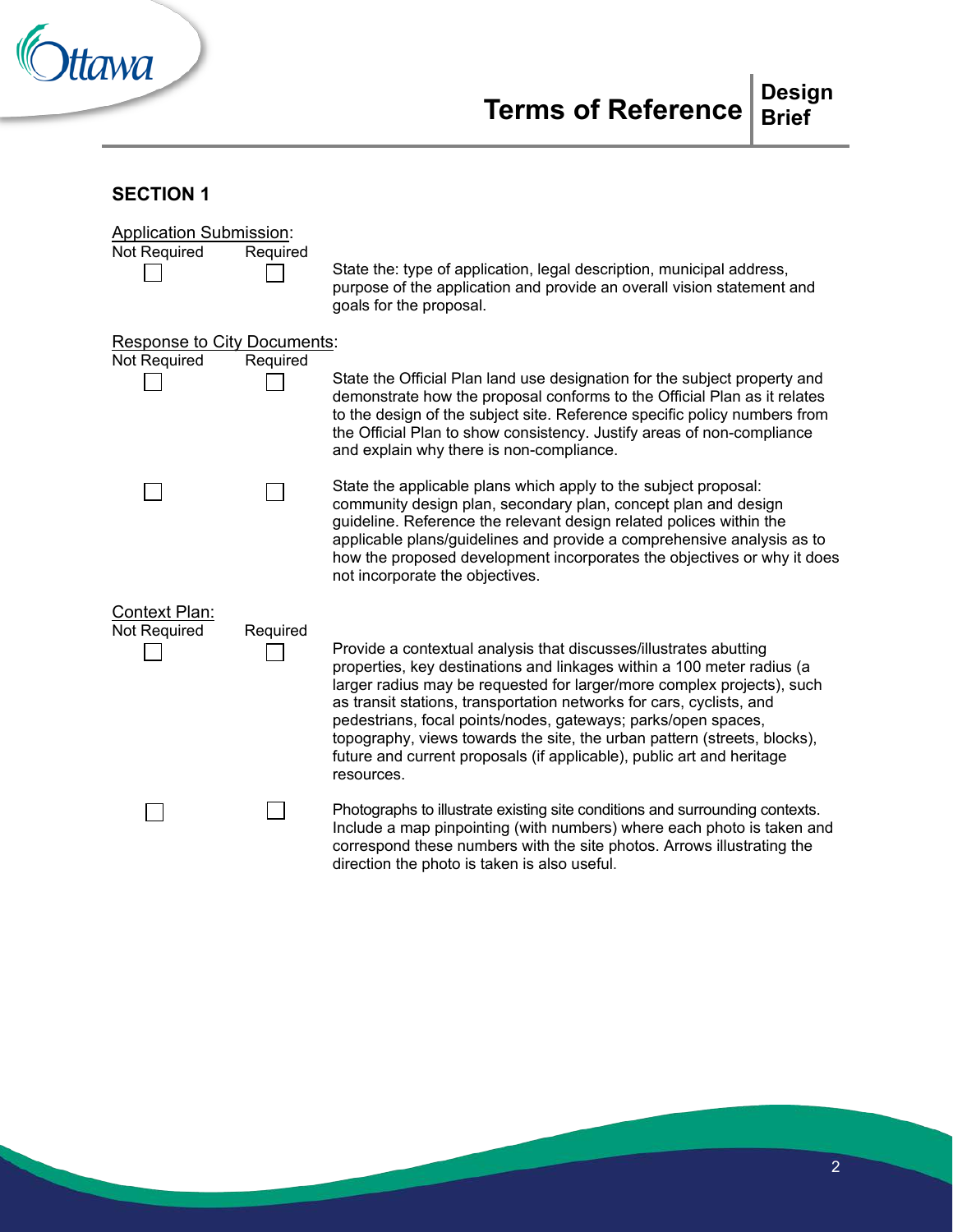## SECTION 1

<u>Application Submission</u>:

| Not Required | Required | |
|---|---|---|
| ☐ | ☐ | State the: type of application, legal description, municipal address, purpose of the application and provide an overall vision statement and goals for the proposal. |

<u>Response to City Documents</u>:

| Not Required | Required | |
|---|---|---|
| ☐ | ☐ | State the Official Plan land use designation for the subject property and demonstrate how the proposal conforms to the Official Plan as it relates to the design of the subject site. Reference specific policy numbers from the Official Plan to show consistency. Justify areas of non-compliance and explain why there is non-compliance. |
| ☐ | ☐ | State the applicable plans which apply to the subject proposal: community design plan, secondary plan, concept plan and design guideline. Reference the relevant design related polices within the applicable plans/guidelines and provide a comprehensive analysis as to how the proposed development incorporates the objectives or why it does not incorporate the objectives. |

<u>Context Plan:</u>

| Not Required | Required | |
|---|---|---|
| ☐ | ☐ | Provide a contextual analysis that discusses/illustrates abutting properties, key destinations and linkages within a 100 meter radius (a larger radius may be requested for larger/more complex projects), such as transit stations, transportation networks for cars, cyclists, and pedestrians, focal points/nodes, gateways; parks/open spaces, topography, views towards the site, the urban pattern (streets, blocks), future and current proposals (if applicable), public art and heritage resources. |
| ☐ | ☐ | Photographs to illustrate existing site conditions and surrounding contexts. Include a map pinpointing (with numbers) where each photo is taken and correspond these numbers with the site photos. Arrows illustrating the direction the photo is taken is also useful. |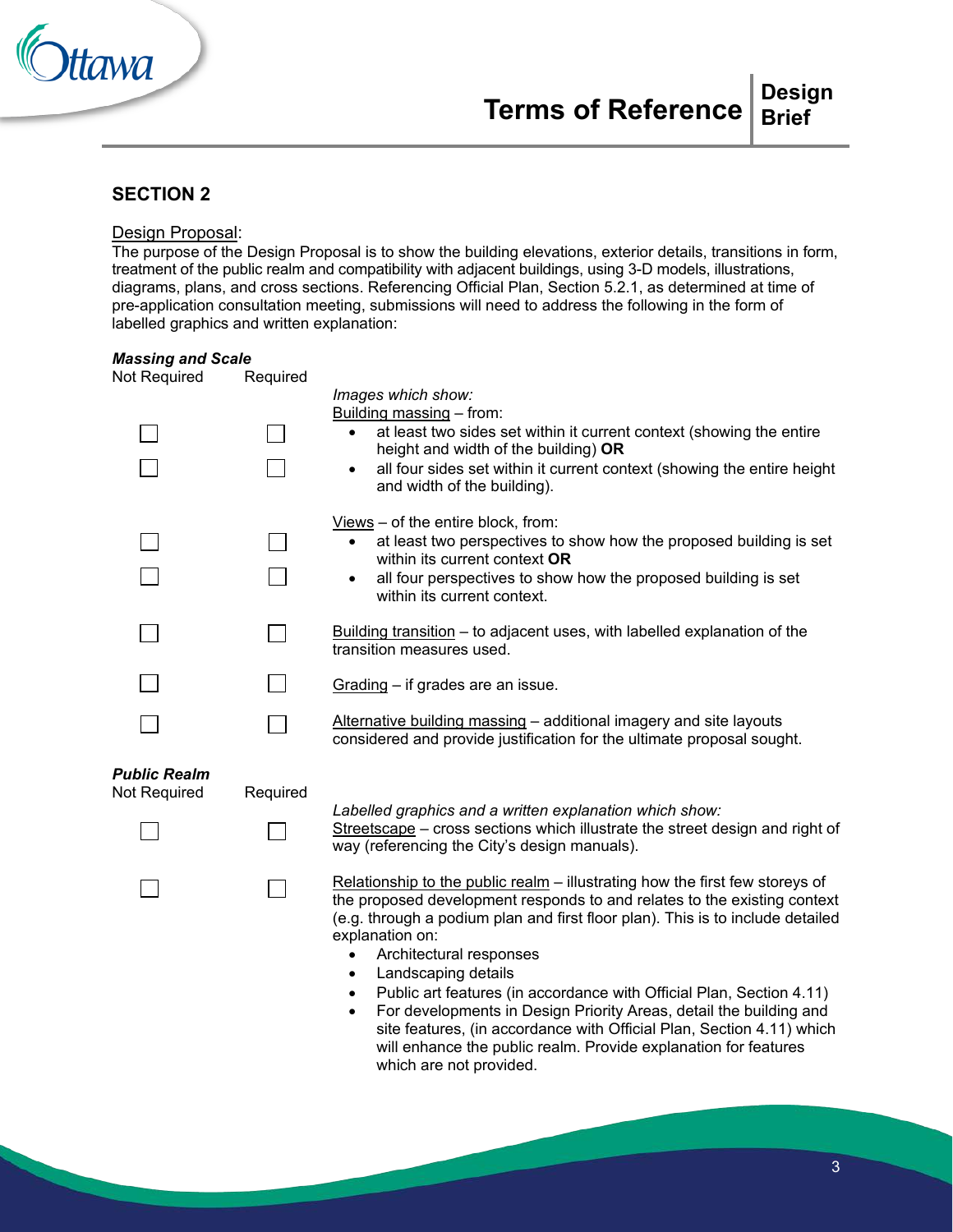## SECTION 2

Design Proposal:
The purpose of the Design Proposal is to show the building elevations, exterior details, transitions in form, treatment of the public realm and compatibility with adjacent buildings, using 3-D models, illustrations, diagrams, plans, and cross sections. Referencing Official Plan, Section 5.2.1, as determined at time of pre-application consultation meeting, submissions will need to address the following in the form of labelled graphics and written explanation:

### *Massing and Scale*

| Not Required | Required | |
|---|---|---|
| | | *Images which show:* |
| | | Building massing – from: |
| ☐ | ☐ | • at least two sides set within it current context (showing the entire height and width of the building) **OR** |
| ☐ | ☐ | • all four sides set within it current context (showing the entire height and width of the building). |
| | | Views – of the entire block, from: |
| ☐ | ☐ | • at least two perspectives to show how the proposed building is set within its current context **OR** |
| ☐ | ☐ | • all four perspectives to show how the proposed building is set within its current context. |
| ☐ | ☐ | Building transition – to adjacent uses, with labelled explanation of the transition measures used. |
| ☐ | ☐ | Grading – if grades are an issue. |
| ☐ | ☐ | Alternative building massing – additional imagery and site layouts considered and provide justification for the ultimate proposal sought. |

### *Public Realm*

| Not Required | Required | |
|---|---|---|
| | | *Labelled graphics and a written explanation which show:* |
| ☐ | ☐ | Streetscape – cross sections which illustrate the street design and right of way (referencing the City's design manuals). |
| ☐ | ☐ | Relationship to the public realm – illustrating how the first few storeys of the proposed development responds to and relates to the existing context (e.g. through a podium plan and first floor plan). This is to include detailed explanation on: <br>• Architectural responses <br>• Landscaping details <br>• Public art features (in accordance with Official Plan, Section 4.11) <br>• For developments in Design Priority Areas, detail the building and site features, (in accordance with Official Plan, Section 4.11) which will enhance the public realm. Provide explanation for features which are not provided. |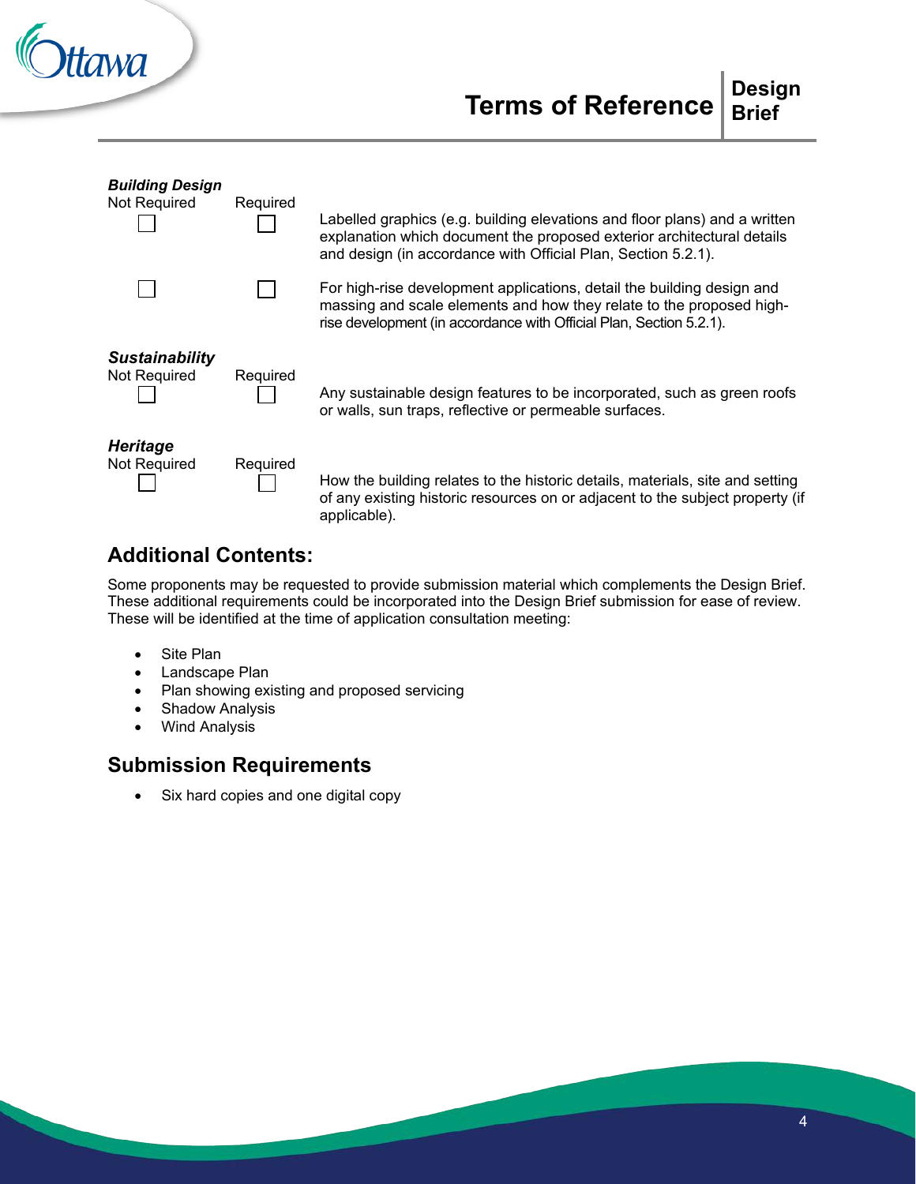***Building Design***

| Not Required | Required | |
|---|---|---|
| ☐ | ☐ | Labelled graphics (e.g. building elevations and floor plans) and a written explanation which document the proposed exterior architectural details and design (in accordance with Official Plan, Section 5.2.1). |
| ☐ | ☐ | For high-rise development applications, detail the building design and massing and scale elements and how they relate to the proposed high-rise development (in accordance with Official Plan, Section 5.2.1). |

***Sustainability***

| Not Required | Required | |
|---|---|---|
| ☐ | ☐ | Any sustainable design features to be incorporated, such as green roofs or walls, sun traps, reflective or permeable surfaces. |

***Heritage***

| Not Required | Required | |
|---|---|---|
| ☐ | ☐ | How the building relates to the historic details, materials, site and setting of any existing historic resources on or adjacent to the subject property (if applicable). |

## Additional Contents:

Some proponents may be requested to provide submission material which complements the Design Brief. These additional requirements could be incorporated into the Design Brief submission for ease of review. These will be identified at the time of application consultation meeting:

- Site Plan
- Landscape Plan
- Plan showing existing and proposed servicing
- Shadow Analysis
- Wind Analysis

## Submission Requirements

- Six hard copies and one digital copy